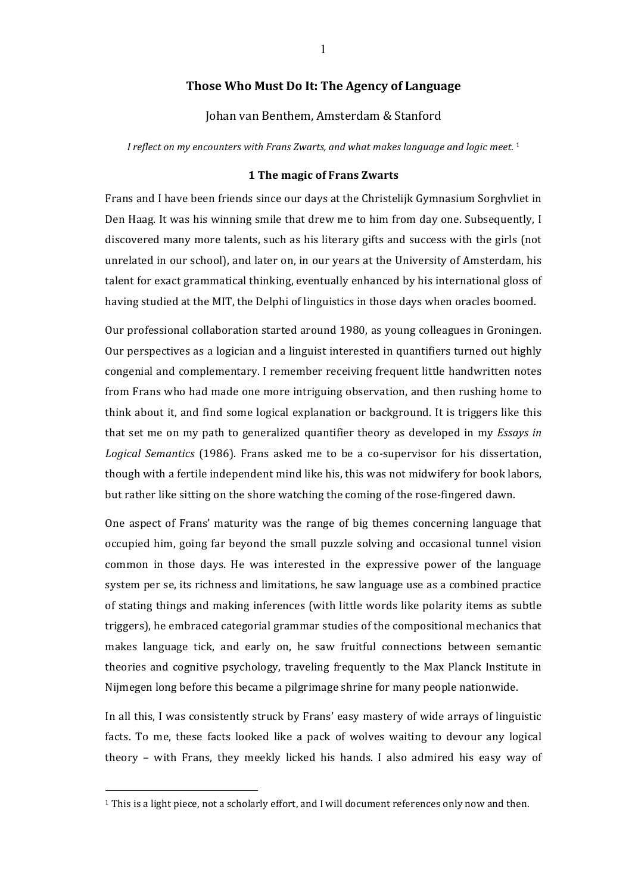# Those Who Must Do It: The Agency of Language

Johan van Benthem, Amsterdam & Stanford

*I reflect on my encounters with Frans Zwarts, and what makes language and logic meet.* [1]

## 1 The magic of Frans Zwarts

Frans and I have been friends since our days at the Christelijk Gymnasium Sorghvliet in Den Haag. It was his winning smile that drew me to him from day one. Subsequently, I discovered many more talents, such as his literary gifts and success with the girls (not unrelated in our school), and later on, in our years at the University of Amsterdam, his talent for exact grammatical thinking, eventually enhanced by his international gloss of having studied at the MIT, the Delphi of linguistics in those days when oracles boomed.

Our professional collaboration started around 1980, as young colleagues in Groningen. Our perspectives as a logician and a linguist interested in quantifiers turned out highly congenial and complementary. I remember receiving frequent little handwritten notes from Frans who had made one more intriguing observation, and then rushing home to think about it, and find some logical explanation or background. It is triggers like this that set me on my path to generalized quantifier theory as developed in my *Essays in Logical Semantics* (1986). Frans asked me to be a co-supervisor for his dissertation, though with a fertile independent mind like his, this was not midwifery for book labors, but rather like sitting on the shore watching the coming of the rose-fingered dawn.

One aspect of Frans' maturity was the range of big themes concerning language that occupied him, going far beyond the small puzzle solving and occasional tunnel vision common in those days. He was interested in the expressive power of the language system per se, its richness and limitations, he saw language use as a combined practice of stating things and making inferences (with little words like polarity items as subtle triggers), he embraced categorial grammar studies of the compositional mechanics that makes language tick, and early on, he saw fruitful connections between semantic theories and cognitive psychology, traveling frequently to the Max Planck Institute in Nijmegen long before this became a pilgrimage shrine for many people nationwide.

In all this, I was consistently struck by Frans' easy mastery of wide arrays of linguistic facts. To me, these facts looked like a pack of wolves waiting to devour any logical theory – with Frans, they meekly licked his hands. I also admired his easy way of

[1] This is a light piece, not a scholarly effort, and I will document references only now and then.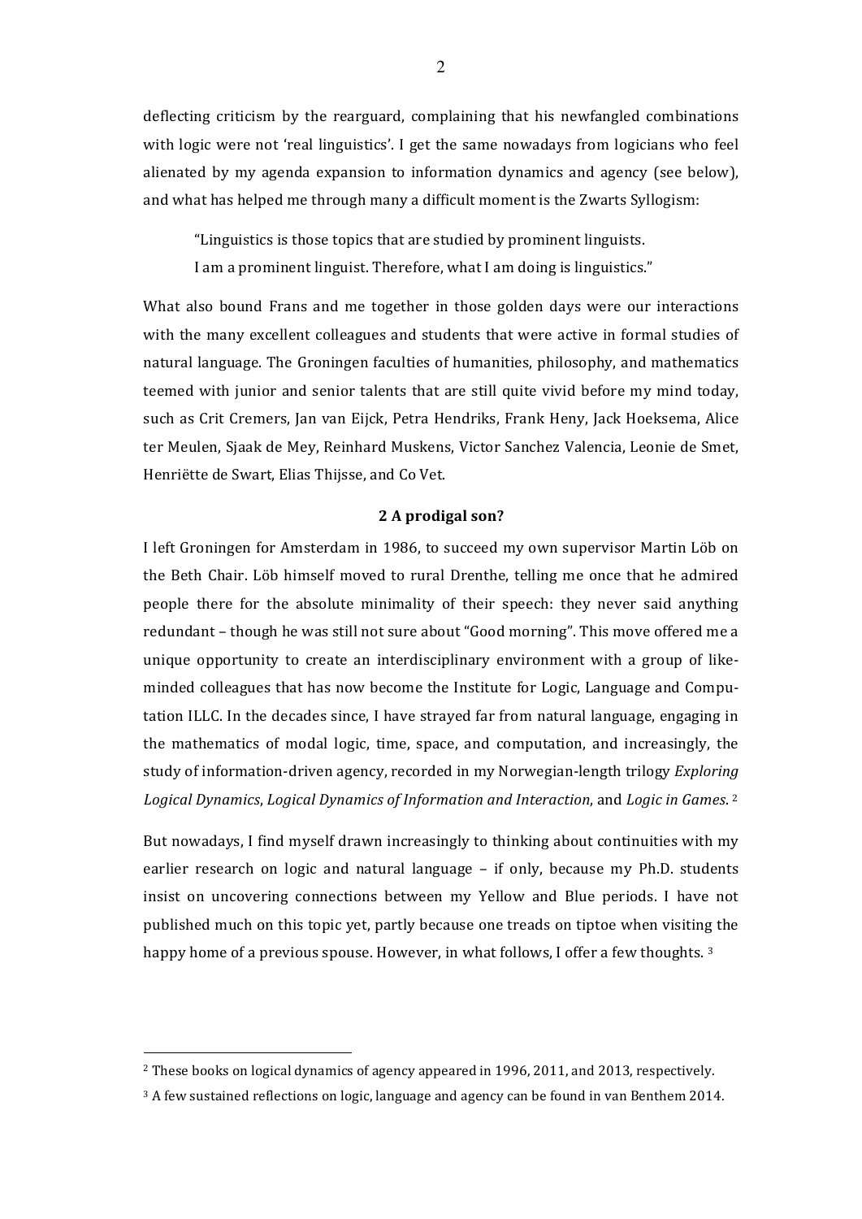deflecting criticism by the rearguard, complaining that his newfangled combinations with logic were not 'real linguistics'. I get the same nowadays from logicians who feel alienated by my agenda expansion to information dynamics and agency (see below), and what has helped me through many a difficult moment is the Zwarts Syllogism:

> "Linguistics is those topics that are studied by prominent linguists.
> I am a prominent linguist. Therefore, what I am doing is linguistics."

What also bound Frans and me together in those golden days were our interactions with the many excellent colleagues and students that were active in formal studies of natural language. The Groningen faculties of humanities, philosophy, and mathematics teemed with junior and senior talents that are still quite vivid before my mind today, such as Crit Cremers, Jan van Eijck, Petra Hendriks, Frank Heny, Jack Hoeksema, Alice ter Meulen, Sjaak de Mey, Reinhard Muskens, Victor Sanchez Valencia, Leonie de Smet, Henriëtte de Swart, Elias Thijsse, and Co Vet.

## 2 A prodigal son?

I left Groningen for Amsterdam in 1986, to succeed my own supervisor Martin Löb on the Beth Chair. Löb himself moved to rural Drenthe, telling me once that he admired people there for the absolute minimality of their speech: they never said anything redundant – though he was still not sure about "Good morning". This move offered me a unique opportunity to create an interdisciplinary environment with a group of like-minded colleagues that has now become the Institute for Logic, Language and Computation ILLC. In the decades since, I have strayed far from natural language, engaging in the mathematics of modal logic, time, space, and computation, and increasingly, the study of information-driven agency, recorded in my Norwegian-length trilogy *Exploring Logical Dynamics*, *Logical Dynamics of Information and Interaction*, and *Logic in Games*. [2]

But nowadays, I find myself drawn increasingly to thinking about continuities with my earlier research on logic and natural language – if only, because my Ph.D. students insist on uncovering connections between my Yellow and Blue periods. I have not published much on this topic yet, partly because one treads on tiptoe when visiting the happy home of a previous spouse. However, in what follows, I offer a few thoughts. [3]

---

[2] These books on logical dynamics of agency appeared in 1996, 2011, and 2013, respectively.

[3] A few sustained reflections on logic, language and agency can be found in van Benthem 2014.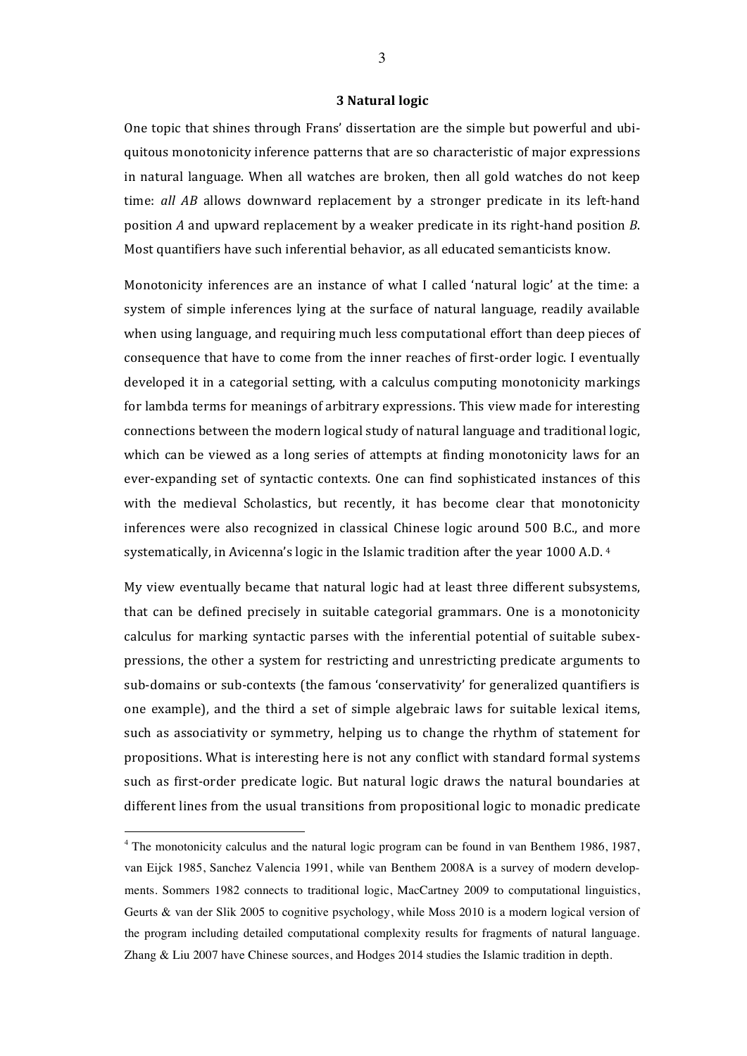### 3 Natural logic

One topic that shines through Frans' dissertation are the simple but powerful and ubiquitous monotonicity inference patterns that are so characteristic of major expressions in natural language. When all watches are broken, then all gold watches do not keep time: *all AB* allows downward replacement by a stronger predicate in its left-hand position *A* and upward replacement by a weaker predicate in its right-hand position *B*. Most quantifiers have such inferential behavior, as all educated semanticists know.

Monotonicity inferences are an instance of what I called 'natural logic' at the time: a system of simple inferences lying at the surface of natural language, readily available when using language, and requiring much less computational effort than deep pieces of consequence that have to come from the inner reaches of first-order logic. I eventually developed it in a categorial setting, with a calculus computing monotonicity markings for lambda terms for meanings of arbitrary expressions. This view made for interesting connections between the modern logical study of natural language and traditional logic, which can be viewed as a long series of attempts at finding monotonicity laws for an ever-expanding set of syntactic contexts. One can find sophisticated instances of this with the medieval Scholastics, but recently, it has become clear that monotonicity inferences were also recognized in classical Chinese logic around 500 B.C., and more systematically, in Avicenna's logic in the Islamic tradition after the year 1000 A.D. [4]

My view eventually became that natural logic had at least three different subsystems, that can be defined precisely in suitable categorial grammars. One is a monotonicity calculus for marking syntactic parses with the inferential potential of suitable subexpressions, the other a system for restricting and unrestricting predicate arguments to sub-domains or sub-contexts (the famous 'conservativity' for generalized quantifiers is one example), and the third a set of simple algebraic laws for suitable lexical items, such as associativity or symmetry, helping us to change the rhythm of statement for propositions. What is interesting here is not any conflict with standard formal systems such as first-order predicate logic. But natural logic draws the natural boundaries at different lines from the usual transitions from propositional logic to monadic predicate

---

[4] The monotonicity calculus and the natural logic program can be found in van Benthem 1986, 1987, van Eijck 1985, Sanchez Valencia 1991, while van Benthem 2008A is a survey of modern developments. Sommers 1982 connects to traditional logic, MacCartney 2009 to computational linguistics, Geurts & van der Slik 2005 to cognitive psychology, while Moss 2010 is a modern logical version of the program including detailed computational complexity results for fragments of natural language. Zhang & Liu 2007 have Chinese sources, and Hodges 2014 studies the Islamic tradition in depth.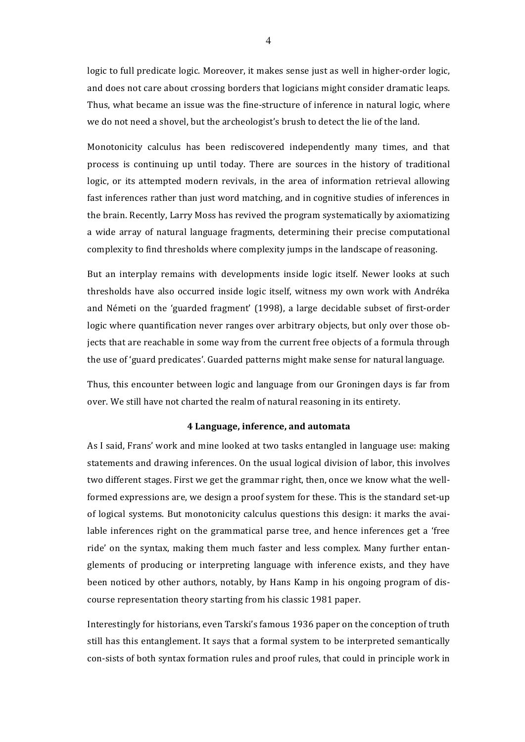logic to full predicate logic. Moreover, it makes sense just as well in higher-order logic, and does not care about crossing borders that logicians might consider dramatic leaps. Thus, what became an issue was the fine-structure of inference in natural logic, where we do not need a shovel, but the archeologist's brush to detect the lie of the land.

Monotonicity calculus has been rediscovered independently many times, and that process is continuing up until today. There are sources in the history of traditional logic, or its attempted modern revivals, in the area of information retrieval allowing fast inferences rather than just word matching, and in cognitive studies of inferences in the brain. Recently, Larry Moss has revived the program systematically by axiomatizing a wide array of natural language fragments, determining their precise computational complexity to find thresholds where complexity jumps in the landscape of reasoning.

But an interplay remains with developments inside logic itself. Newer looks at such thresholds have also occurred inside logic itself, witness my own work with Andréka and Németi on the 'guarded fragment' (1998), a large decidable subset of first-order logic where quantification never ranges over arbitrary objects, but only over those objects that are reachable in some way from the current free objects of a formula through the use of 'guard predicates'. Guarded patterns might make sense for natural language.

Thus, this encounter between logic and language from our Groningen days is far from over. We still have not charted the realm of natural reasoning in its entirety.

### 4 Language, inference, and automata

As I said, Frans' work and mine looked at two tasks entangled in language use: making statements and drawing inferences. On the usual logical division of labor, this involves two different stages. First we get the grammar right, then, once we know what the well-formed expressions are, we design a proof system for these. This is the standard set-up of logical systems. But monotonicity calculus questions this design: it marks the available inferences right on the grammatical parse tree, and hence inferences get a 'free ride' on the syntax, making them much faster and less complex. Many further entanglements of producing or interpreting language with inference exists, and they have been noticed by other authors, notably, by Hans Kamp in his ongoing program of discourse representation theory starting from his classic 1981 paper.

Interestingly for historians, even Tarski's famous 1936 paper on the conception of truth still has this entanglement. It says that a formal system to be interpreted semantically con-sists of both syntax formation rules and proof rules, that could in principle work in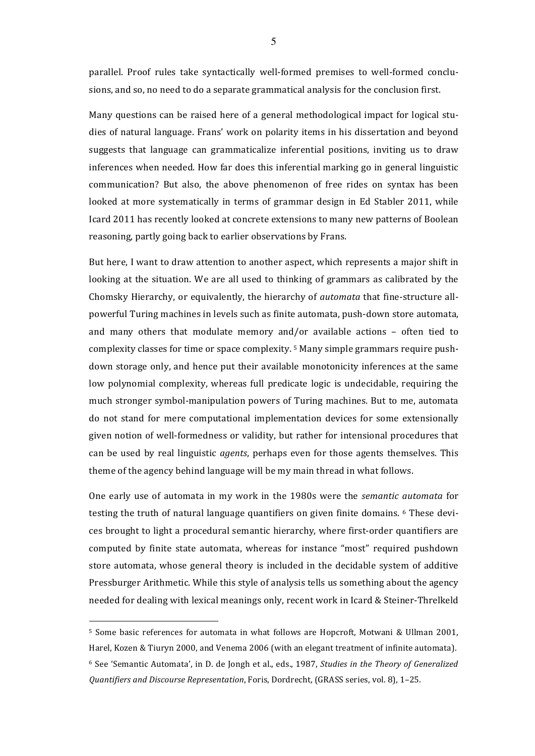parallel. Proof rules take syntactically well-formed premises to well-formed conclusions, and so, no need to do a separate grammatical analysis for the conclusion first.

Many questions can be raised here of a general methodological impact for logical studies of natural language. Frans' work on polarity items in his dissertation and beyond suggests that language can grammaticalize inferential positions, inviting us to draw inferences when needed. How far does this inferential marking go in general linguistic communication? But also, the above phenomenon of free rides on syntax has been looked at more systematically in terms of grammar design in Ed Stabler 2011, while Icard 2011 has recently looked at concrete extensions to many new patterns of Boolean reasoning, partly going back to earlier observations by Frans.

But here, I want to draw attention to another aspect, which represents a major shift in looking at the situation. We are all used to thinking of grammars as calibrated by the Chomsky Hierarchy, or equivalently, the hierarchy of *automata* that fine-structure all-powerful Turing machines in levels such as finite automata, push-down store automata, and many others that modulate memory and/or available actions – often tied to complexity classes for time or space complexity. [5] Many simple grammars require push-down storage only, and hence put their available monotonicity inferences at the same low polynomial complexity, whereas full predicate logic is undecidable, requiring the much stronger symbol-manipulation powers of Turing machines. But to me, automata do not stand for mere computational implementation devices for some extensionally given notion of well-formedness or validity, but rather for intensional procedures that can be used by real linguistic *agents*, perhaps even for those agents themselves. This theme of the agency behind language will be my main thread in what follows.

One early use of automata in my work in the 1980s were the *semantic automata* for testing the truth of natural language quantifiers on given finite domains. [6] These devices brought to light a procedural semantic hierarchy, where first-order quantifiers are computed by finite state automata, whereas for instance "most" required pushdown store automata, whose general theory is included in the decidable system of additive Pressburger Arithmetic. While this style of analysis tells us something about the agency needed for dealing with lexical meanings only, recent work in Icard & Steiner-Threlkeld

---

[5] Some basic references for automata in what follows are Hopcroft, Motwani & Ullman 2001, Harel, Kozen & Tiuryn 2000, and Venema 2006 (with an elegant treatment of infinite automata).

[6] See 'Semantic Automata', in D. de Jongh et al., eds., 1987, *Studies in the Theory of Generalized Quantifiers and Discourse Representation*, Foris, Dordrecht, (GRASS series, vol. 8), 1–25.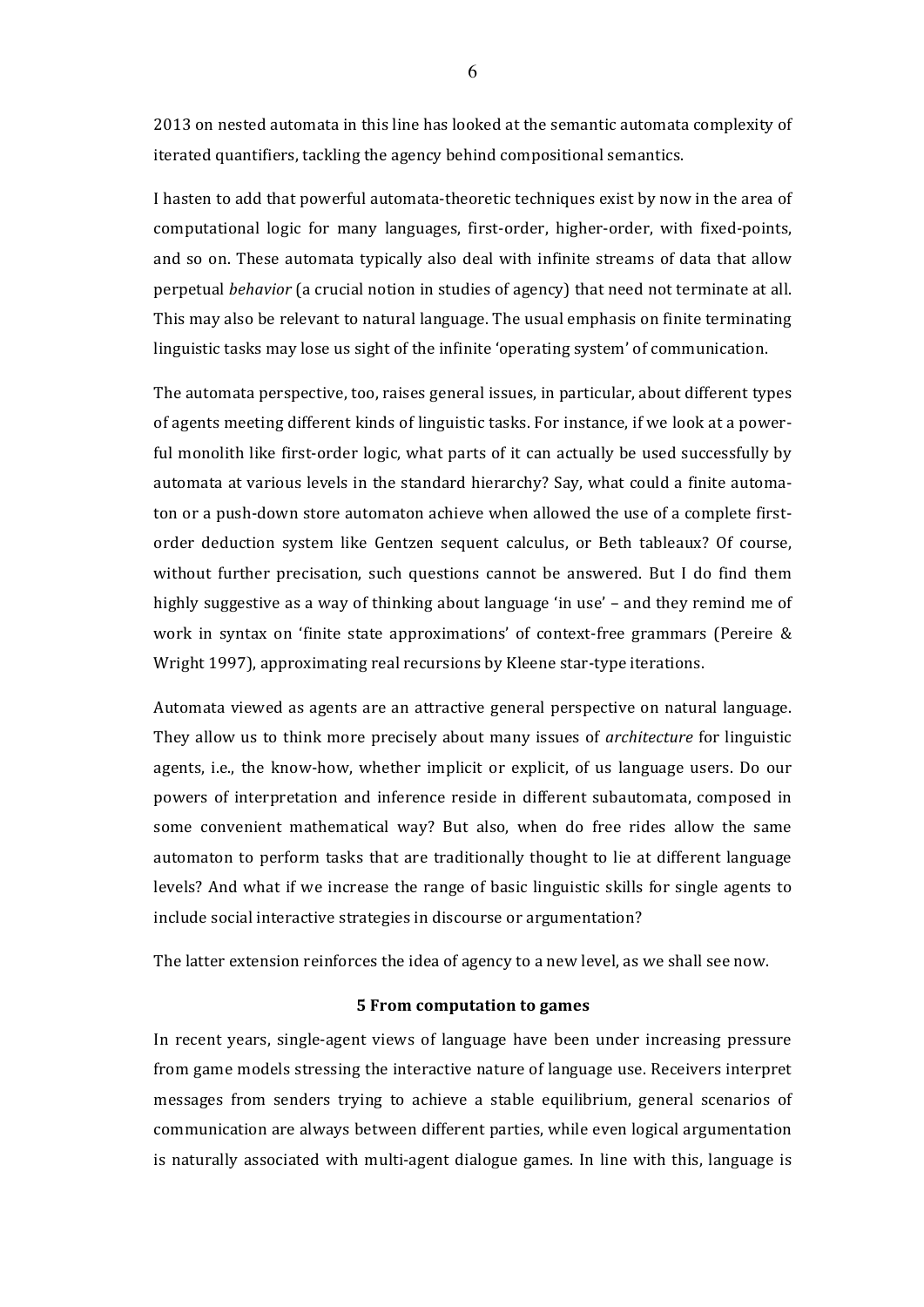2013 on nested automata in this line has looked at the semantic automata complexity of iterated quantifiers, tackling the agency behind compositional semantics.

I hasten to add that powerful automata-theoretic techniques exist by now in the area of computational logic for many languages, first-order, higher-order, with fixed-points, and so on. These automata typically also deal with infinite streams of data that allow perpetual *behavior* (a crucial notion in studies of agency) that need not terminate at all. This may also be relevant to natural language. The usual emphasis on finite terminating linguistic tasks may lose us sight of the infinite 'operating system' of communication.

The automata perspective, too, raises general issues, in particular, about different types of agents meeting different kinds of linguistic tasks. For instance, if we look at a powerful monolith like first-order logic, what parts of it can actually be used successfully by automata at various levels in the standard hierarchy? Say, what could a finite automaton or a push-down store automaton achieve when allowed the use of a complete first-order deduction system like Gentzen sequent calculus, or Beth tableaux? Of course, without further precisation, such questions cannot be answered. But I do find them highly suggestive as a way of thinking about language 'in use' – and they remind me of work in syntax on 'finite state approximations' of context-free grammars (Pereire & Wright 1997), approximating real recursions by Kleene star-type iterations.

Automata viewed as agents are an attractive general perspective on natural language. They allow us to think more precisely about many issues of *architecture* for linguistic agents, i.e., the know-how, whether implicit or explicit, of us language users. Do our powers of interpretation and inference reside in different subautomata, composed in some convenient mathematical way? But also, when do free rides allow the same automaton to perform tasks that are traditionally thought to lie at different language levels? And what if we increase the range of basic linguistic skills for single agents to include social interactive strategies in discourse or argumentation?

The latter extension reinforces the idea of agency to a new level, as we shall see now.

## 5 From computation to games

In recent years, single-agent views of language have been under increasing pressure from game models stressing the interactive nature of language use. Receivers interpret messages from senders trying to achieve a stable equilibrium, general scenarios of communication are always between different parties, while even logical argumentation is naturally associated with multi-agent dialogue games. In line with this, language is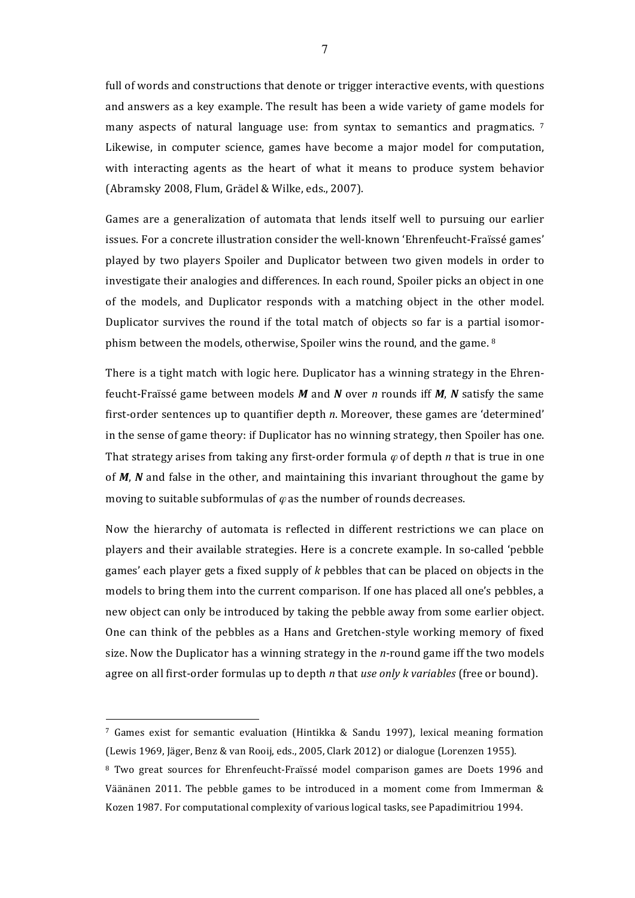full of words and constructions that denote or trigger interactive events, with questions and answers as a key example. The result has been a wide variety of game models for many aspects of natural language use: from syntax to semantics and pragmatics. [7] Likewise, in computer science, games have become a major model for computation, with interacting agents as the heart of what it means to produce system behavior (Abramsky 2008, Flum, Grädel & Wilke, eds., 2007).

Games are a generalization of automata that lends itself well to pursuing our earlier issues. For a concrete illustration consider the well-known 'Ehrenfeucht-Fraïssé games' played by two players Spoiler and Duplicator between two given models in order to investigate their analogies and differences. In each round, Spoiler picks an object in one of the models, and Duplicator responds with a matching object in the other model. Duplicator survives the round if the total match of objects so far is a partial isomorphism between the models, otherwise, Spoiler wins the round, and the game. [8]

There is a tight match with logic here. Duplicator has a winning strategy in the Ehrenfeucht-Fraïssé game between models $\boldsymbol{M}$ and $\boldsymbol{N}$ over $n$ rounds iff $\boldsymbol{M}$, $\boldsymbol{N}$ satisfy the same first-order sentences up to quantifier depth $n$. Moreover, these games are 'determined' in the sense of game theory: if Duplicator has no winning strategy, then Spoiler has one. That strategy arises from taking any first-order formula $\varphi$ of depth $n$ that is true in one of $\boldsymbol{M}$, $\boldsymbol{N}$ and false in the other, and maintaining this invariant throughout the game by moving to suitable subformulas of $\varphi$ as the number of rounds decreases.

Now the hierarchy of automata is reflected in different restrictions we can place on players and their available strategies. Here is a concrete example. In so-called 'pebble games' each player gets a fixed supply of $k$ pebbles that can be placed on objects in the models to bring them into the current comparison. If one has placed all one's pebbles, a new object can only be introduced by taking the pebble away from some earlier object. One can think of the pebbles as a Hans and Gretchen-style working memory of fixed size. Now the Duplicator has a winning strategy in the $n$-round game iff the two models agree on all first-order formulas up to depth $n$ that *use only k variables* (free or bound).

---

[7] Games exist for semantic evaluation (Hintikka & Sandu 1997), lexical meaning formation (Lewis 1969, Jäger, Benz & van Rooij, eds., 2005, Clark 2012) or dialogue (Lorenzen 1955).

[8] Two great sources for Ehrenfeucht-Fraïssé model comparison games are Doets 1996 and Väänänen 2011. The pebble games to be introduced in a moment come from Immerman & Kozen 1987. For computational complexity of various logical tasks, see Papadimitriou 1994.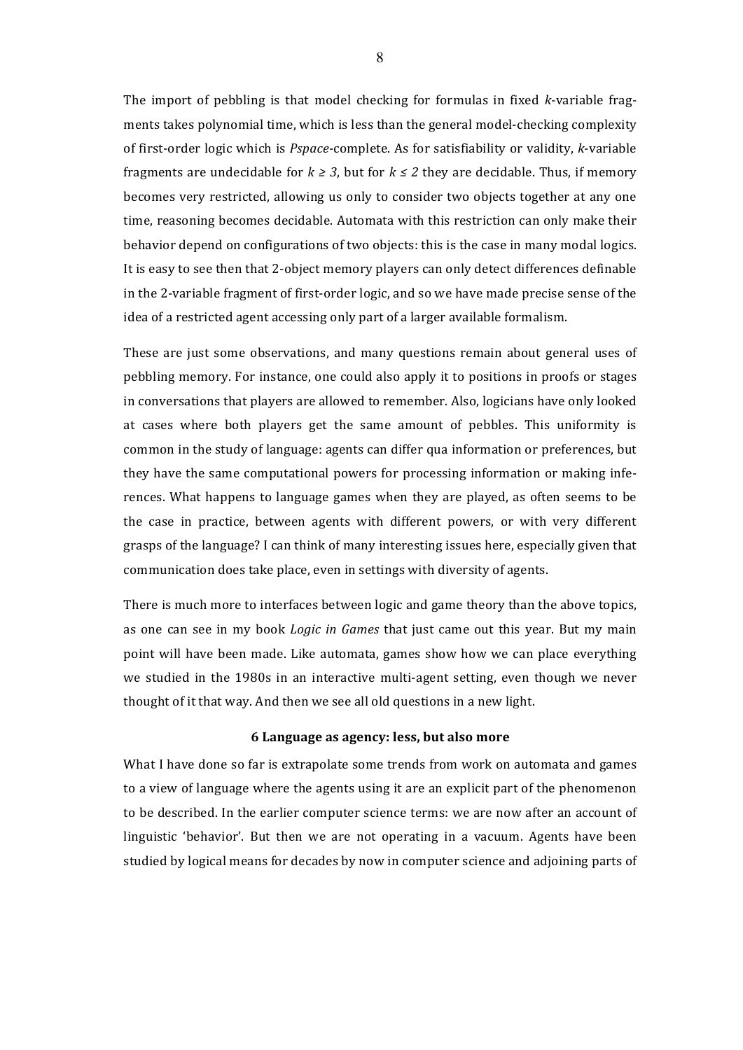The import of pebbling is that model checking for formulas in fixed *k*-variable fragments takes polynomial time, which is less than the general model-checking complexity of first-order logic which is *Pspace*-complete. As for satisfiability or validity, *k*-variable fragments are undecidable for $k \geq 3$, but for $k \leq 2$ they are decidable. Thus, if memory becomes very restricted, allowing us only to consider two objects together at any one time, reasoning becomes decidable. Automata with this restriction can only make their behavior depend on configurations of two objects: this is the case in many modal logics. It is easy to see then that 2-object memory players can only detect differences definable in the 2-variable fragment of first-order logic, and so we have made precise sense of the idea of a restricted agent accessing only part of a larger available formalism.

These are just some observations, and many questions remain about general uses of pebbling memory. For instance, one could also apply it to positions in proofs or stages in conversations that players are allowed to remember. Also, logicians have only looked at cases where both players get the same amount of pebbles. This uniformity is common in the study of language: agents can differ qua information or preferences, but they have the same computational powers for processing information or making inferences. What happens to language games when they are played, as often seems to be the case in practice, between agents with different powers, or with very different grasps of the language? I can think of many interesting issues here, especially given that communication does take place, even in settings with diversity of agents.

There is much more to interfaces between logic and game theory than the above topics, as one can see in my book *Logic in Games* that just came out this year. But my main point will have been made. Like automata, games show how we can place everything we studied in the 1980s in an interactive multi-agent setting, even though we never thought of it that way. And then we see all old questions in a new light.

## 6 Language as agency: less, but also more

What I have done so far is extrapolate some trends from work on automata and games to a view of language where the agents using it are an explicit part of the phenomenon to be described. In the earlier computer science terms: we are now after an account of linguistic 'behavior'. But then we are not operating in a vacuum. Agents have been studied by logical means for decades by now in computer science and adjoining parts of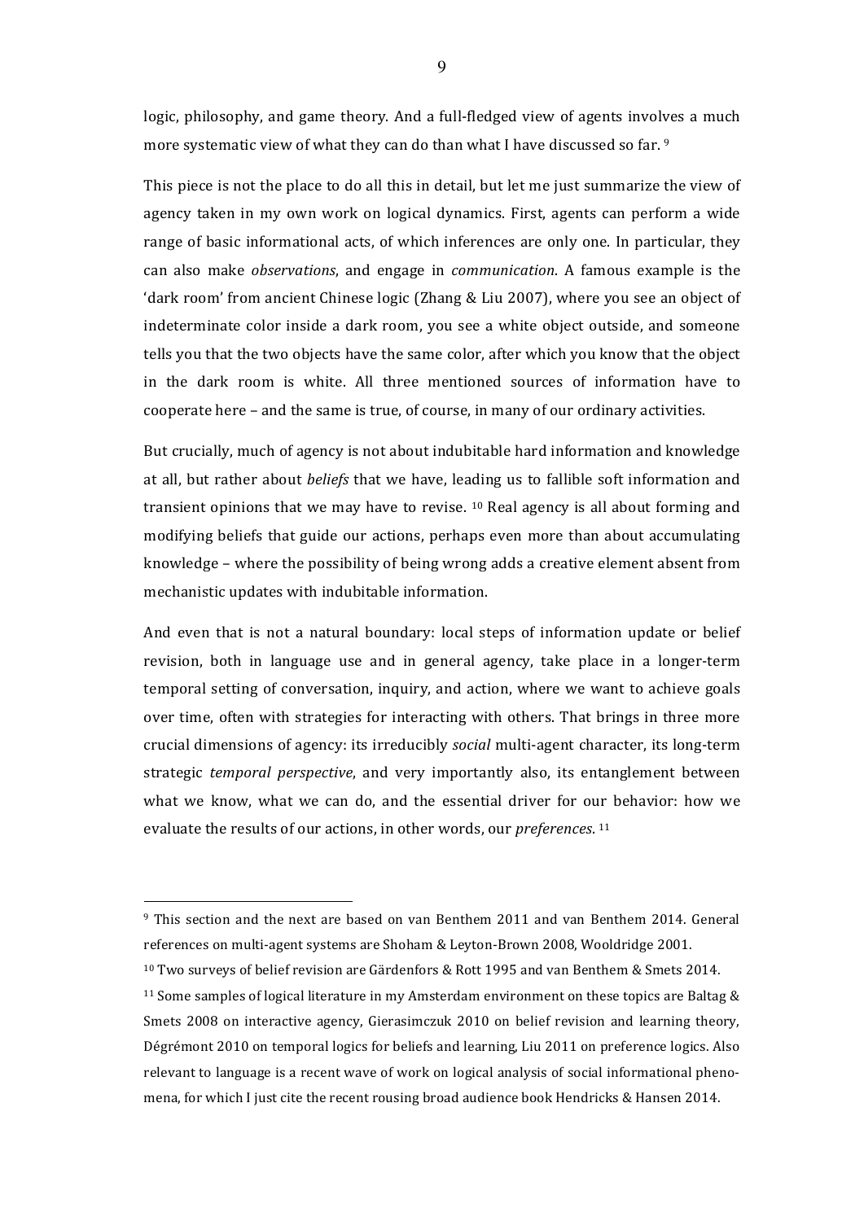logic, philosophy, and game theory. And a full-fledged view of agents involves a much more systematic view of what they can do than what I have discussed so far. [9]

This piece is not the place to do all this in detail, but let me just summarize the view of agency taken in my own work on logical dynamics. First, agents can perform a wide range of basic informational acts, of which inferences are only one. In particular, they can also make *observations*, and engage in *communication*. A famous example is the 'dark room' from ancient Chinese logic (Zhang & Liu 2007), where you see an object of indeterminate color inside a dark room, you see a white object outside, and someone tells you that the two objects have the same color, after which you know that the object in the dark room is white. All three mentioned sources of information have to cooperate here – and the same is true, of course, in many of our ordinary activities.

But crucially, much of agency is not about indubitable hard information and knowledge at all, but rather about *beliefs* that we have, leading us to fallible soft information and transient opinions that we may have to revise. [10] Real agency is all about forming and modifying beliefs that guide our actions, perhaps even more than about accumulating knowledge – where the possibility of being wrong adds a creative element absent from mechanistic updates with indubitable information.

And even that is not a natural boundary: local steps of information update or belief revision, both in language use and in general agency, take place in a longer-term temporal setting of conversation, inquiry, and action, where we want to achieve goals over time, often with strategies for interacting with others. That brings in three more crucial dimensions of agency: its irreducibly *social* multi-agent character, its long-term strategic *temporal perspective*, and very importantly also, its entanglement between what we know, what we can do, and the essential driver for our behavior: how we evaluate the results of our actions, in other words, our *preferences*. [11]

---

[9] This section and the next are based on van Benthem 2011 and van Benthem 2014. General references on multi-agent systems are Shoham & Leyton-Brown 2008, Wooldridge 2001.

[10] Two surveys of belief revision are Gärdenfors & Rott 1995 and van Benthem & Smets 2014.

[11] Some samples of logical literature in my Amsterdam environment on these topics are Baltag & Smets 2008 on interactive agency, Gierasimczuk 2010 on belief revision and learning theory, Dégrémont 2010 on temporal logics for beliefs and learning, Liu 2011 on preference logics. Also relevant to language is a recent wave of work on logical analysis of social informational phenomena, for which I just cite the recent rousing broad audience book Hendricks & Hansen 2014.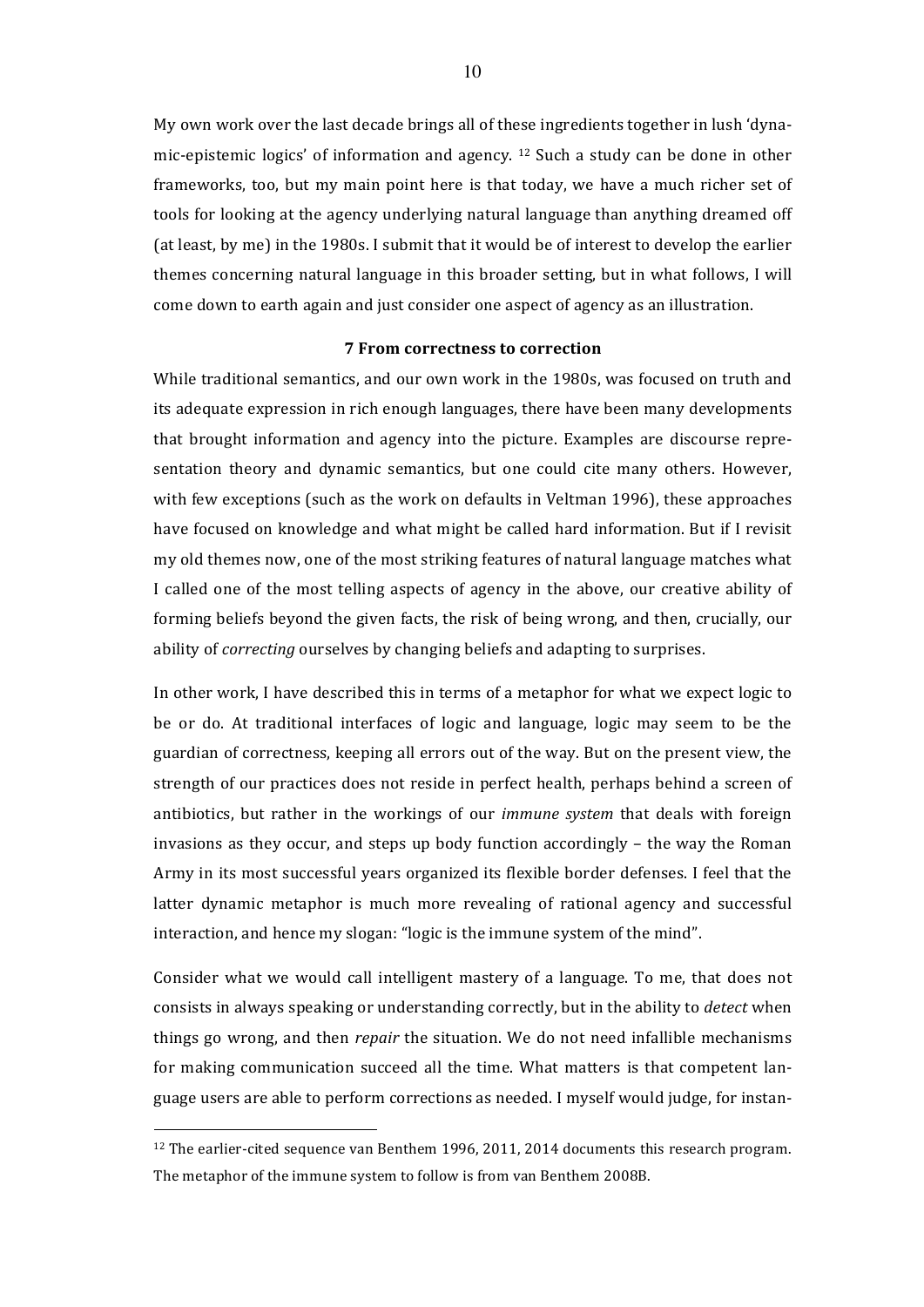My own work over the last decade brings all of these ingredients together in lush 'dynamic-epistemic logics' of information and agency. [12] Such a study can be done in other frameworks, too, but my main point here is that today, we have a much richer set of tools for looking at the agency underlying natural language than anything dreamed off (at least, by me) in the 1980s. I submit that it would be of interest to develop the earlier themes concerning natural language in this broader setting, but in what follows, I will come down to earth again and just consider one aspect of agency as an illustration.

## 7 From correctness to correction

While traditional semantics, and our own work in the 1980s, was focused on truth and its adequate expression in rich enough languages, there have been many developments that brought information and agency into the picture. Examples are discourse representation theory and dynamic semantics, but one could cite many others. However, with few exceptions (such as the work on defaults in Veltman 1996), these approaches have focused on knowledge and what might be called hard information. But if I revisit my old themes now, one of the most striking features of natural language matches what I called one of the most telling aspects of agency in the above, our creative ability of forming beliefs beyond the given facts, the risk of being wrong, and then, crucially, our ability of *correcting* ourselves by changing beliefs and adapting to surprises.

In other work, I have described this in terms of a metaphor for what we expect logic to be or do. At traditional interfaces of logic and language, logic may seem to be the guardian of correctness, keeping all errors out of the way. But on the present view, the strength of our practices does not reside in perfect health, perhaps behind a screen of antibiotics, but rather in the workings of our *immune system* that deals with foreign invasions as they occur, and steps up body function accordingly – the way the Roman Army in its most successful years organized its flexible border defenses. I feel that the latter dynamic metaphor is much more revealing of rational agency and successful interaction, and hence my slogan: "logic is the immune system of the mind".

Consider what we would call intelligent mastery of a language. To me, that does not consists in always speaking or understanding correctly, but in the ability to *detect* when things go wrong, and then *repair* the situation. We do not need infallible mechanisms for making communication succeed all the time. What matters is that competent language users are able to perform corrections as needed. I myself would judge, for instan-

[12] The earlier-cited sequence van Benthem 1996, 2011, 2014 documents this research program. The metaphor of the immune system to follow is from van Benthem 2008B.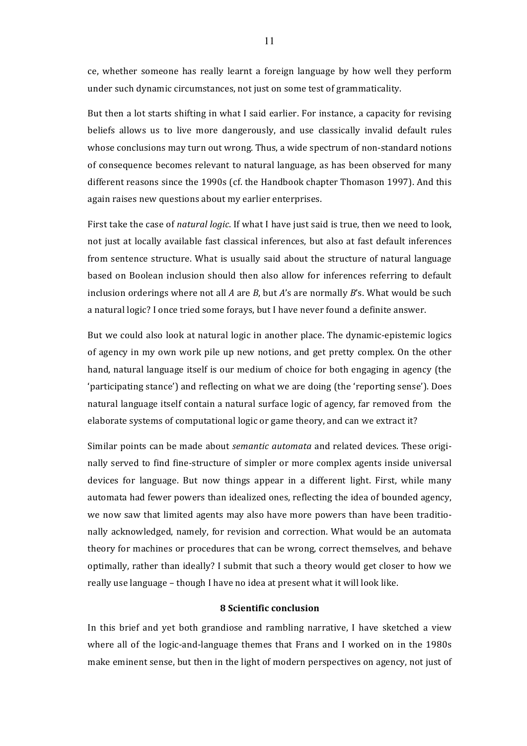ce, whether someone has really learnt a foreign language by how well they perform under such dynamic circumstances, not just on some test of grammaticality.

But then a lot starts shifting in what I said earlier. For instance, a capacity for revising beliefs allows us to live more dangerously, and use classically invalid default rules whose conclusions may turn out wrong. Thus, a wide spectrum of non-standard notions of consequence becomes relevant to natural language, as has been observed for many different reasons since the 1990s (cf. the Handbook chapter Thomason 1997). And this again raises new questions about my earlier enterprises.

First take the case of *natural logic*. If what I have just said is true, then we need to look, not just at locally available fast classical inferences, but also at fast default inferences from sentence structure. What is usually said about the structure of natural language based on Boolean inclusion should then also allow for inferences referring to default inclusion orderings where not all *A* are *B*, but *A*'s are normally *B*'s. What would be such a natural logic? I once tried some forays, but I have never found a definite answer.

But we could also look at natural logic in another place. The dynamic-epistemic logics of agency in my own work pile up new notions, and get pretty complex. On the other hand, natural language itself is our medium of choice for both engaging in agency (the 'participating stance') and reflecting on what we are doing (the 'reporting sense'). Does natural language itself contain a natural surface logic of agency, far removed from the elaborate systems of computational logic or game theory, and can we extract it?

Similar points can be made about *semantic automata* and related devices. These originally served to find fine-structure of simpler or more complex agents inside universal devices for language. But now things appear in a different light. First, while many automata had fewer powers than idealized ones, reflecting the idea of bounded agency, we now saw that limited agents may also have more powers than have been traditionally acknowledged, namely, for revision and correction. What would be an automata theory for machines or procedures that can be wrong, correct themselves, and behave optimally, rather than ideally? I submit that such a theory would get closer to how we really use language – though I have no idea at present what it will look like.

## 8 Scientific conclusion

In this brief and yet both grandiose and rambling narrative, I have sketched a view where all of the logic-and-language themes that Frans and I worked on in the 1980s make eminent sense, but then in the light of modern perspectives on agency, not just of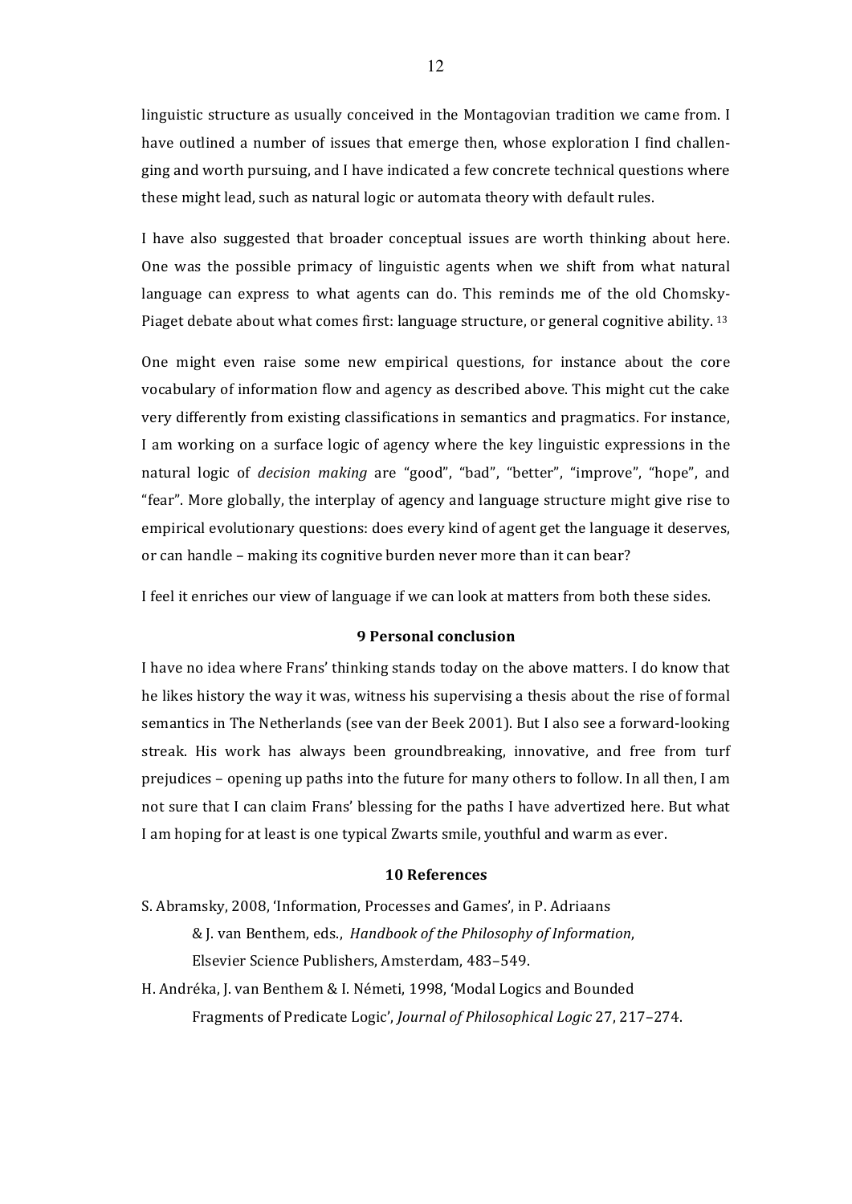linguistic structure as usually conceived in the Montagovian tradition we came from. I have outlined a number of issues that emerge then, whose exploration I find challenging and worth pursuing, and I have indicated a few concrete technical questions where these might lead, such as natural logic or automata theory with default rules.

I have also suggested that broader conceptual issues are worth thinking about here. One was the possible primacy of linguistic agents when we shift from what natural language can express to what agents can do. This reminds me of the old Chomsky-Piaget debate about what comes first: language structure, or general cognitive ability. [13]

One might even raise some new empirical questions, for instance about the core vocabulary of information flow and agency as described above. This might cut the cake very differently from existing classifications in semantics and pragmatics. For instance, I am working on a surface logic of agency where the key linguistic expressions in the natural logic of *decision making* are "good", "bad", "better", "improve", "hope", and "fear". More globally, the interplay of agency and language structure might give rise to empirical evolutionary questions: does every kind of agent get the language it deserves, or can handle – making its cognitive burden never more than it can bear?

I feel it enriches our view of language if we can look at matters from both these sides.

## 9 Personal conclusion

I have no idea where Frans' thinking stands today on the above matters. I do know that he likes history the way it was, witness his supervising a thesis about the rise of formal semantics in The Netherlands (see van der Beek 2001). But I also see a forward-looking streak. His work has always been groundbreaking, innovative, and free from turf prejudices – opening up paths into the future for many others to follow. In all then, I am not sure that I can claim Frans' blessing for the paths I have advertized here. But what I am hoping for at least is one typical Zwarts smile, youthful and warm as ever.

## 10 References

S. Abramsky, 2008, 'Information, Processes and Games', in P. Adriaans & J. van Benthem, eds., *Handbook of the Philosophy of Information*, Elsevier Science Publishers, Amsterdam, 483–549.

H. Andréka, J. van Benthem & I. Németi, 1998, 'Modal Logics and Bounded Fragments of Predicate Logic', *Journal of Philosophical Logic* 27, 217–274.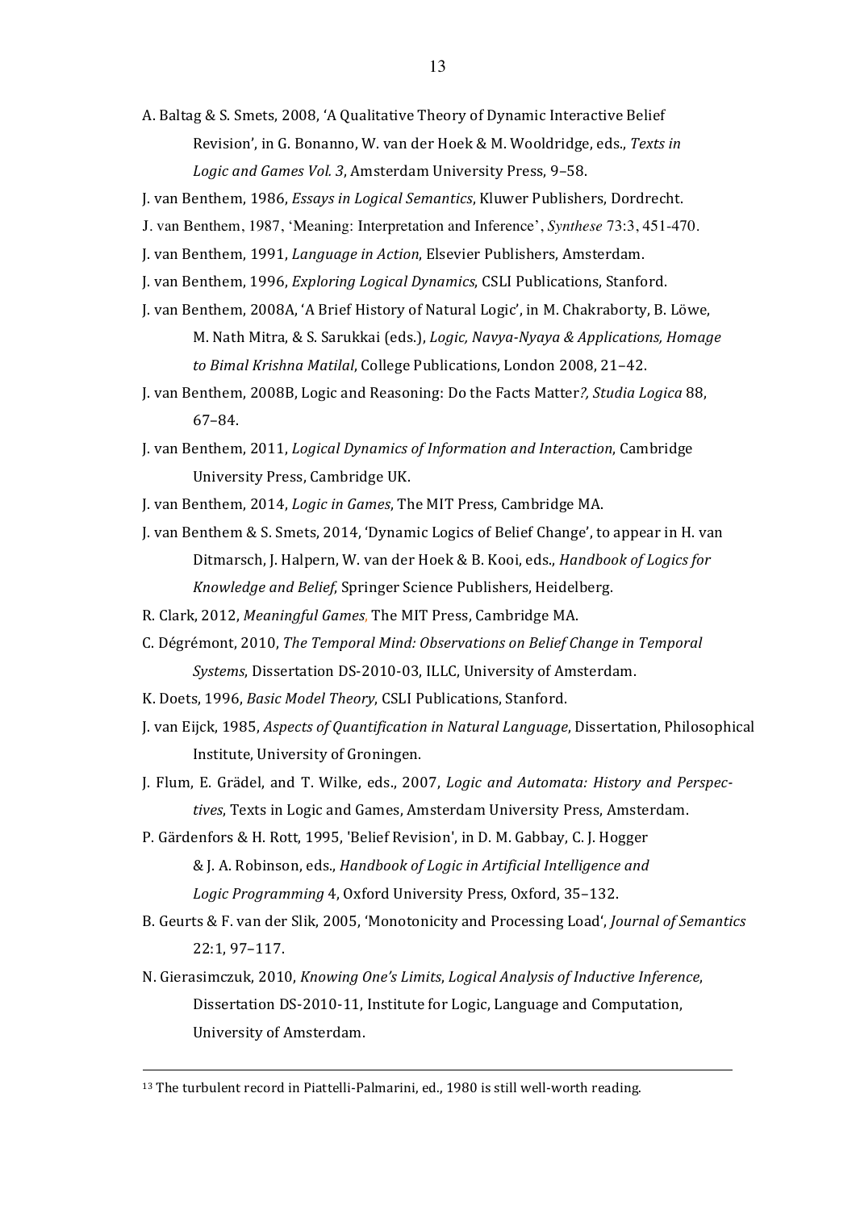A. Baltag & S. Smets, 2008, 'A Qualitative Theory of Dynamic Interactive Belief Revision', in G. Bonanno, W. van der Hoek & M. Wooldridge, eds., *Texts in Logic and Games Vol. 3*, Amsterdam University Press, 9–58.

J. van Benthem, 1986, *Essays in Logical Semantics*, Kluwer Publishers, Dordrecht.

J. van Benthem, 1987, 'Meaning: Interpretation and Inference', *Synthese* 73:3, 451-470.

J. van Benthem, 1991, *Language in Action*, Elsevier Publishers, Amsterdam.

J. van Benthem, 1996, *Exploring Logical Dynamics*, CSLI Publications, Stanford.

J. van Benthem, 2008A, 'A Brief History of Natural Logic', in M. Chakraborty, B. Löwe, M. Nath Mitra, & S. Sarukkai (eds.), *Logic, Navya-Nyaya & Applications, Homage to Bimal Krishna Matilal*, College Publications, London 2008, 21–42.

J. van Benthem, 2008B, Logic and Reasoning: Do the Facts Matter*?, Studia Logica* 88, 67–84.

J. van Benthem, 2011, *Logical Dynamics of Information and Interaction*, Cambridge University Press, Cambridge UK.

J. van Benthem, 2014, *Logic in Games*, The MIT Press, Cambridge MA.

J. van Benthem & S. Smets, 2014, 'Dynamic Logics of Belief Change', to appear in H. van Ditmarsch, J. Halpern, W. van der Hoek & B. Kooi, eds., *Handbook of Logics for Knowledge and Belief*, Springer Science Publishers, Heidelberg.

R. Clark, 2012, *Meaningful Games*, The MIT Press, Cambridge MA.

C. Dégrémont, 2010, *The Temporal Mind: Observations on Belief Change in Temporal Systems*, Dissertation DS-2010-03, ILLC, University of Amsterdam.

K. Doets, 1996, *Basic Model Theory*, CSLI Publications, Stanford.

J. van Eijck, 1985, *Aspects of Quantification in Natural Language*, Dissertation, Philosophical Institute, University of Groningen.

J. Flum, E. Grädel, and T. Wilke, eds., 2007, *Logic and Automata: History and Perspectives*, Texts in Logic and Games, Amsterdam University Press, Amsterdam.

P. Gärdenfors & H. Rott, 1995, 'Belief Revision', in D. M. Gabbay, C. J. Hogger & J. A. Robinson, eds., *Handbook of Logic in Artificial Intelligence and Logic Programming* 4, Oxford University Press, Oxford, 35–132.

B. Geurts & F. van der Slik, 2005, 'Monotonicity and Processing Load', *Journal of Semantics* 22:1, 97–117.

N. Gierasimczuk, 2010, *Knowing One's Limits*, *Logical Analysis of Inductive Inference*, Dissertation DS-2010-11, Institute for Logic, Language and Computation, University of Amsterdam.

---

[13] The turbulent record in Piattelli-Palmarini, ed., 1980 is still well-worth reading.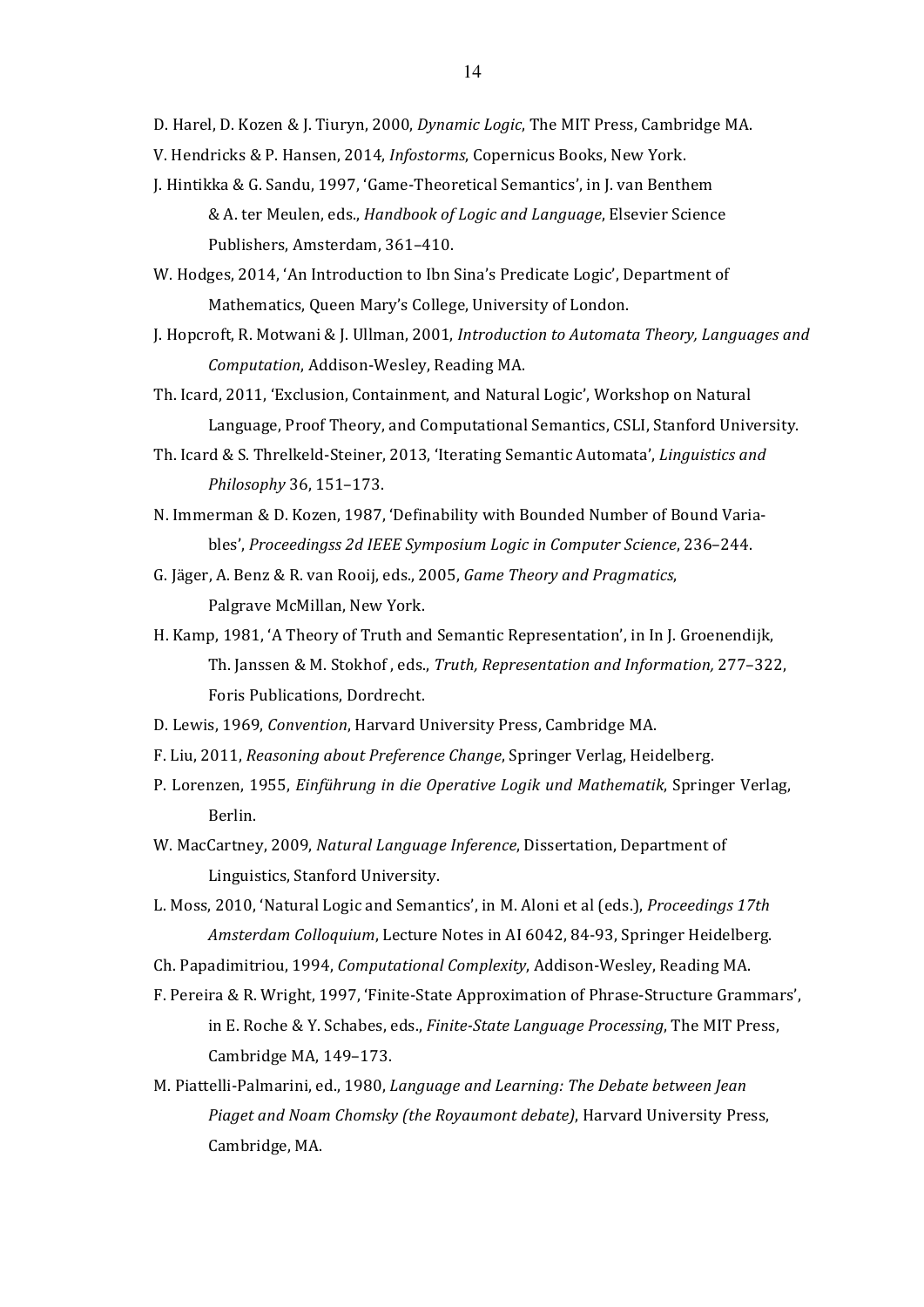D. Harel, D. Kozen & J. Tiuryn, 2000, *Dynamic Logic*, The MIT Press, Cambridge MA.

V. Hendricks & P. Hansen, 2014, *Infostorms*, Copernicus Books, New York.

J. Hintikka & G. Sandu, 1997, 'Game-Theoretical Semantics', in J. van Benthem & A. ter Meulen, eds., *Handbook of Logic and Language*, Elsevier Science Publishers, Amsterdam, 361–410.

W. Hodges, 2014, 'An Introduction to Ibn Sina's Predicate Logic', Department of Mathematics, Queen Mary's College, University of London.

J. Hopcroft, R. Motwani & J. Ullman, 2001, *Introduction to Automata Theory, Languages and Computation*, Addison-Wesley, Reading MA.

Th. Icard, 2011, 'Exclusion, Containment, and Natural Logic', Workshop on Natural Language, Proof Theory, and Computational Semantics, CSLI, Stanford University.

Th. Icard & S. Threlkeld-Steiner, 2013, 'Iterating Semantic Automata', *Linguistics and Philosophy* 36, 151–173.

N. Immerman & D. Kozen, 1987, 'Definability with Bounded Number of Bound Variables', *Proceedingss 2d IEEE Symposium Logic in Computer Science*, 236–244.

G. Jäger, A. Benz & R. van Rooij, eds., 2005, *Game Theory and Pragmatics*, Palgrave McMillan, New York.

H. Kamp, 1981, 'A Theory of Truth and Semantic Representation', in In J. Groenendijk, Th. Janssen & M. Stokhof , eds., *Truth, Representation and Information,* 277–322, Foris Publications, Dordrecht.

D. Lewis, 1969, *Convention*, Harvard University Press, Cambridge MA.

F. Liu, 2011, *Reasoning about Preference Change*, Springer Verlag, Heidelberg.

P. Lorenzen, 1955, *Einführung in die Operative Logik und Mathematik*, Springer Verlag, Berlin.

W. MacCartney, 2009, *Natural Language Inference*, Dissertation, Department of Linguistics, Stanford University.

L. Moss, 2010, 'Natural Logic and Semantics', in M. Aloni et al (eds.), *Proceedings 17th Amsterdam Colloquium*, Lecture Notes in AI 6042, 84-93, Springer Heidelberg.

Ch. Papadimitriou, 1994, *Computational Complexity*, Addison-Wesley, Reading MA.

F. Pereira & R. Wright, 1997, 'Finite-State Approximation of Phrase-Structure Grammars', in E. Roche & Y. Schabes, eds., *Finite-State Language Processing*, The MIT Press, Cambridge MA, 149–173.

M. Piattelli-Palmarini, ed., 1980, *Language and Learning: The Debate between Jean Piaget and Noam Chomsky (the Royaumont debate)*, Harvard University Press, Cambridge, MA.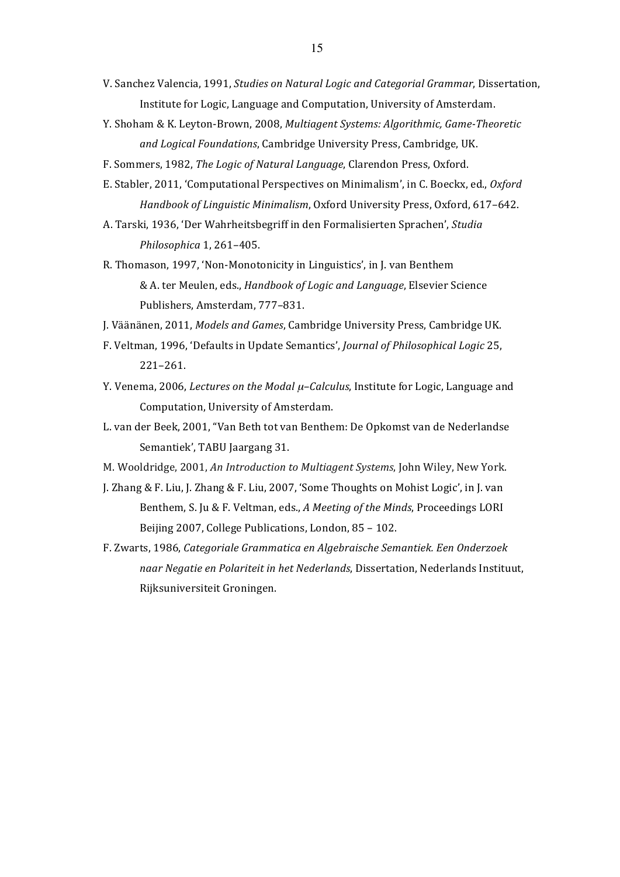V. Sanchez Valencia, 1991, *Studies on Natural Logic and Categorial Grammar*, Dissertation, Institute for Logic, Language and Computation, University of Amsterdam.

Y. Shoham & K. Leyton-Brown, 2008, *Multiagent Systems: Algorithmic, Game-Theoretic and Logical Foundations*, Cambridge University Press, Cambridge, UK.

F. Sommers, 1982, *The Logic of Natural Language*, Clarendon Press, Oxford.

E. Stabler, 2011, 'Computational Perspectives on Minimalism', in C. Boeckx, ed., *Oxford Handbook of Linguistic Minimalism*, Oxford University Press, Oxford, 617–642.

A. Tarski, 1936, 'Der Wahrheitsbegriff in den Formalisierten Sprachen', *Studia Philosophica* 1, 261–405.

R. Thomason, 1997, 'Non-Monotonicity in Linguistics', in J. van Benthem & A. ter Meulen, eds., *Handbook of Logic and Language*, Elsevier Science Publishers, Amsterdam, 777–831.

J. Väänänen, 2011, *Models and Games*, Cambridge University Press, Cambridge UK.

F. Veltman, 1996, 'Defaults in Update Semantics', *Journal of Philosophical Logic* 25, 221–261.

Y. Venema, 2006, *Lectures on the Modal $\mu$–Calculus*, Institute for Logic, Language and Computation, University of Amsterdam.

L. van der Beek, 2001, "Van Beth tot van Benthem: De Opkomst van de Nederlandse Semantiek', TABU Jaargang 31.

M. Wooldridge, 2001, *An Introduction to Multiagent Systems*, John Wiley, New York.

J. Zhang & F. Liu, J. Zhang & F. Liu, 2007, 'Some Thoughts on Mohist Logic', in J. van Benthem, S. Ju & F. Veltman, eds., *A Meeting of the Minds*, Proceedings LORI Beijing 2007, College Publications, London, 85 – 102.

F. Zwarts, 1986, *Categoriale Grammatica en Algebraische Semantiek. Een Onderzoek naar Negatie en Polariteit in het Nederlands*, Dissertation, Nederlands Instituut, Rijksuniversiteit Groningen.